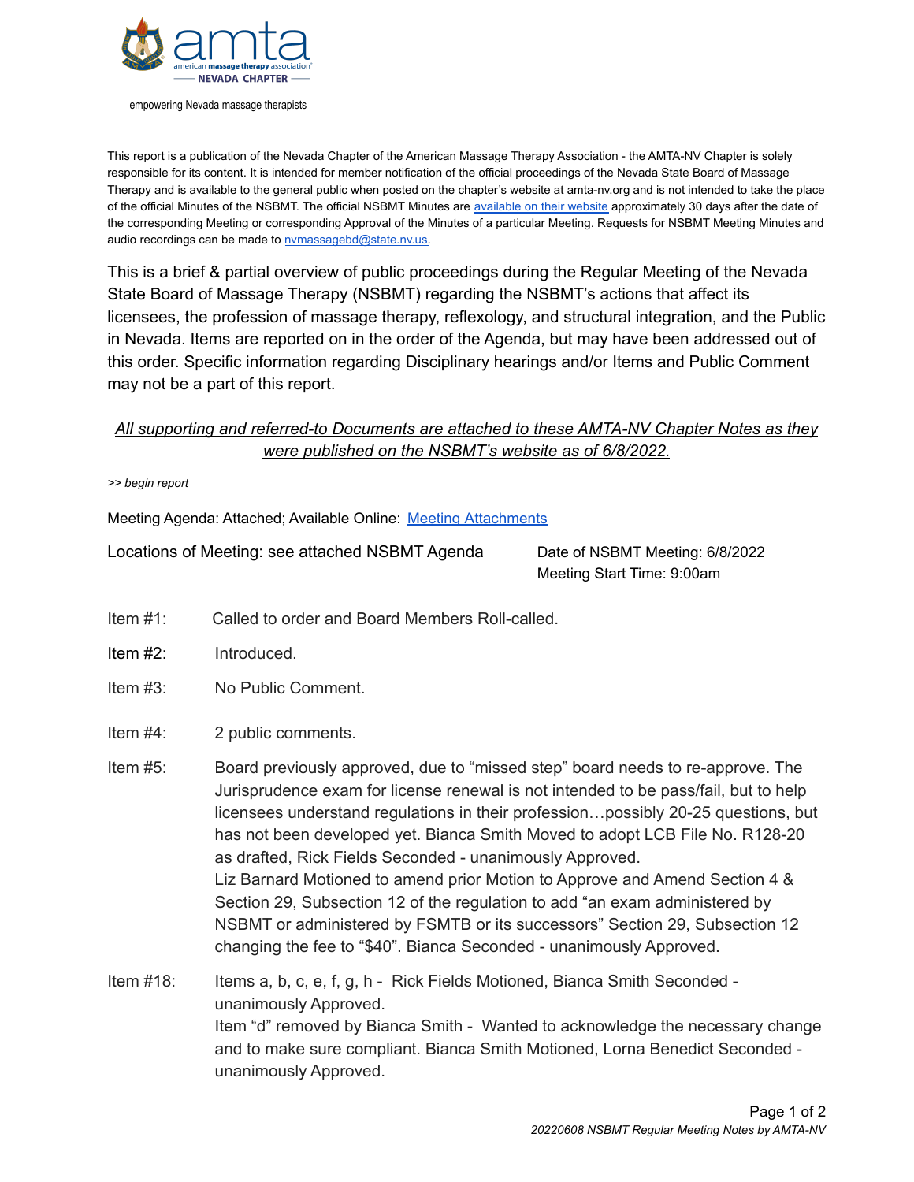amta

american massage therapy association

NEVADA CHAPTER

empowering Nevada massage therapists

This report is a publication of the Nevada Chapter of the American Massage Therapy Association - the AMTA-NV Chapter is solely responsible for its content. It is intended for member notification of the official proceedings of the Nevada State Board of Massage Therapy and is available to the general public when posted on the chapter's website at amta-nv.org and is not intended to take the place of the official Minutes of the NSBMT. The official NSBMT Minutes are available on their website approximately 30 days after the date of the corresponding Meeting or corresponding Approval of the Minutes of a particular Meeting. Requests for NSBMT Meeting Minutes and audio recordings can be made to nvmassagebd@state.nv.us.

This is a brief & partial overview of public proceedings during the Regular Meeting of the Nevada State Board of Massage Therapy (NSBMT) regarding the NSBMT's actions that affect its licensees, the profession of massage therapy, reflexology, and structural integration, and the Public in Nevada. Items are reported on in the order of the Agenda, but may have been addressed out of this order. Specific information regarding Disciplinary hearings and/or Items and Public Comment may not be a part of this report.

*All supporting and referred-to Documents are attached to these AMTA-NV Chapter Notes as they were published on the NSBMT's website as of 6/8/2022.*

*>> begin report*

Meeting Agenda: Attached; Available Online: Meeting Attachments

Locations of Meeting: see attached NSBMT Agenda

Date of NSBMT Meeting: 6/8/2022
Meeting Start Time: 9:00am

Item #1: Called to order and Board Members Roll-called.

Item #2: Introduced.

Item #3: No Public Comment.

Item #4: 2 public comments.

Item #5: Board previously approved, due to "missed step" board needs to re-approve. The Jurisprudence exam for license renewal is not intended to be pass/fail, but to help licensees understand regulations in their profession…possibly 20-25 questions, but has not been developed yet. Bianca Smith Moved to adopt LCB File No. R128-20 as drafted, Rick Fields Seconded - unanimously Approved.
Liz Barnard Motioned to amend prior Motion to Approve and Amend Section 4 & Section 29, Subsection 12 of the regulation to add "an exam administered by NSBMT or administered by FSMTB or its successors" Section 29, Subsection 12 changing the fee to "$40". Bianca Seconded - unanimously Approved.

Item #18: Items a, b, c, e, f, g, h - Rick Fields Motioned, Bianca Smith Seconded - unanimously Approved.
Item "d" removed by Bianca Smith - Wanted to acknowledge the necessary change and to make sure compliant. Bianca Smith Motioned, Lorna Benedict Seconded - unanimously Approved.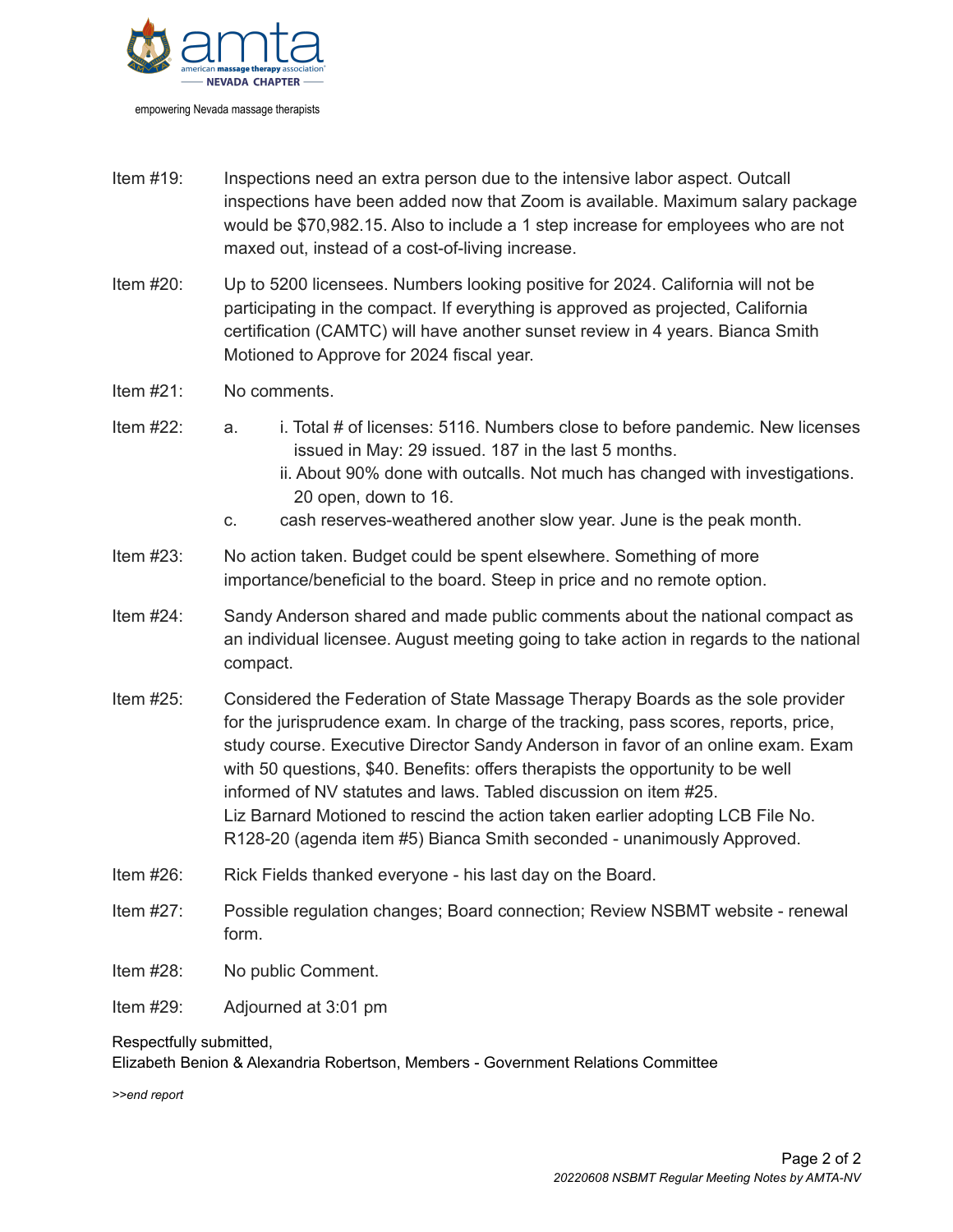Item #19: Inspections need an extra person due to the intensive labor aspect. Outcall inspections have been added now that Zoom is available. Maximum salary package would be $70,982.15. Also to include a 1 step increase for employees who are not maxed out, instead of a cost-of-living increase.

Item #20: Up to 5200 licensees. Numbers looking positive for 2024. California will not be participating in the compact. If everything is approved as projected, California certification (CAMTC) will have another sunset review in 4 years. Bianca Smith Motioned to Approve for 2024 fiscal year.

Item #21: No comments.

Item #22:

- a.
  - i. Total # of licenses: 5116. Numbers close to before pandemic. New licenses issued in May: 29 issued. 187 in the last 5 months.
  - ii. About 90% done with outcalls. Not much has changed with investigations. 20 open, down to 16.
- c. cash reserves-weathered another slow year. June is the peak month.

Item #23: No action taken. Budget could be spent elsewhere. Something of more importance/beneficial to the board. Steep in price and no remote option.

Item #24: Sandy Anderson shared and made public comments about the national compact as an individual licensee. August meeting going to take action in regards to the national compact.

Item #25: Considered the Federation of State Massage Therapy Boards as the sole provider for the jurisprudence exam. In charge of the tracking, pass scores, reports, price, study course. Executive Director Sandy Anderson in favor of an online exam. Exam with 50 questions, $40. Benefits: offers therapists the opportunity to be well informed of NV statutes and laws. Tabled discussion on item #25.
Liz Barnard Motioned to rescind the action taken earlier adopting LCB File No. R128-20 (agenda item #5) Bianca Smith seconded - unanimously Approved.

Item #26: Rick Fields thanked everyone - his last day on the Board.

Item #27: Possible regulation changes; Board connection; Review NSBMT website - renewal form.

Item #28: No public Comment.

Item #29: Adjourned at 3:01 pm

Respectfully submitted,
Elizabeth Benion & Alexandria Robertson, Members - Government Relations Committee

*>>end report*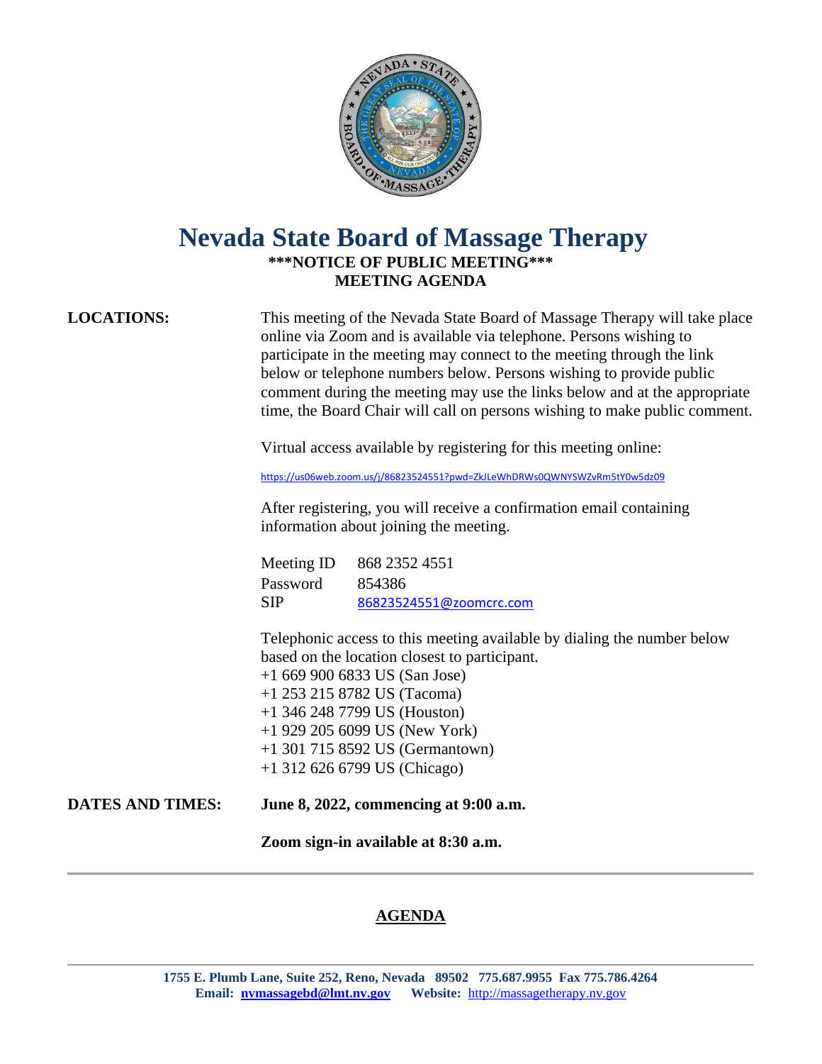# Nevada State Board of Massage Therapy

**\*\*\*NOTICE OF PUBLIC MEETING\*\*\***
**MEETING AGENDA**

**LOCATIONS:**

This meeting of the Nevada State Board of Massage Therapy will take place online via Zoom and is available via telephone. Persons wishing to participate in the meeting may connect to the meeting through the link below or telephone numbers below. Persons wishing to provide public comment during the meeting may use the links below and at the appropriate time, the Board Chair will call on persons wishing to make public comment.

Virtual access available by registering for this meeting online:

https://us06web.zoom.us/j/86823524551?pwd=ZkJLeWhDRWs0QWNYSWZvRm5tY0w5dz09

After registering, you will receive a confirmation email containing information about joining the meeting.

| | |
|---|---|
| Meeting ID | 868 2352 4551 |
| Password | 854386 |
| SIP | 86823524551@zoomcrc.com |

Telephonic access to this meeting available by dialing the number below based on the location closest to participant.

+1 669 900 6833 US (San Jose)
+1 253 215 8782 US (Tacoma)
+1 346 248 7799 US (Houston)
+1 929 205 6099 US (New York)
+1 301 715 8592 US (Germantown)
+1 312 626 6799 US (Chicago)

**DATES AND TIMES:** **June 8, 2022, commencing at 9:00 a.m.**

**Zoom sign-in available at 8:30 a.m.**

---

## AGENDA

---

**1755 E. Plumb Lane, Suite 252, Reno, Nevada 89502 775.687.9955 Fax 775.786.4264**
**Email: nvmassagebd@lmt.nv.gov Website:** http://massagetherapy.nv.gov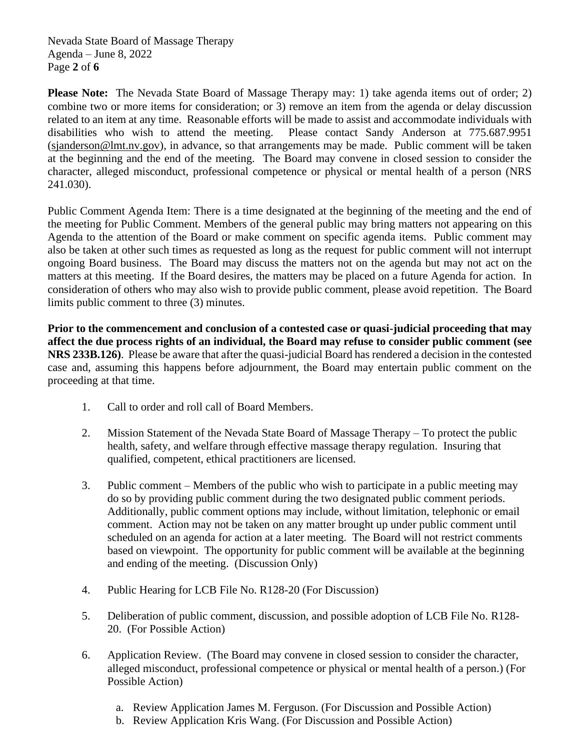**Please Note:** The Nevada State Board of Massage Therapy may: 1) take agenda items out of order; 2) combine two or more items for consideration; or 3) remove an item from the agenda or delay discussion related to an item at any time. Reasonable efforts will be made to assist and accommodate individuals with disabilities who wish to attend the meeting. Please contact Sandy Anderson at 775.687.9951 (sjanderson@lmt.nv.gov), in advance, so that arrangements may be made. Public comment will be taken at the beginning and the end of the meeting. The Board may convene in closed session to consider the character, alleged misconduct, professional competence or physical or mental health of a person (NRS 241.030).

Public Comment Agenda Item: There is a time designated at the beginning of the meeting and the end of the meeting for Public Comment. Members of the general public may bring matters not appearing on this Agenda to the attention of the Board or make comment on specific agenda items. Public comment may also be taken at other such times as requested as long as the request for public comment will not interrupt ongoing Board business. The Board may discuss the matters not on the agenda but may not act on the matters at this meeting. If the Board desires, the matters may be placed on a future Agenda for action. In consideration of others who may also wish to provide public comment, please avoid repetition. The Board limits public comment to three (3) minutes.

**Prior to the commencement and conclusion of a contested case or quasi-judicial proceeding that may affect the due process rights of an individual, the Board may refuse to consider public comment (see NRS 233B.126)**. Please be aware that after the quasi-judicial Board has rendered a decision in the contested case and, assuming this happens before adjournment, the Board may entertain public comment on the proceeding at that time.

1. Call to order and roll call of Board Members.

2. Mission Statement of the Nevada State Board of Massage Therapy – To protect the public health, safety, and welfare through effective massage therapy regulation. Insuring that qualified, competent, ethical practitioners are licensed.

3. Public comment – Members of the public who wish to participate in a public meeting may do so by providing public comment during the two designated public comment periods. Additionally, public comment options may include, without limitation, telephonic or email comment. Action may not be taken on any matter brought up under public comment until scheduled on an agenda for action at a later meeting. The Board will not restrict comments based on viewpoint. The opportunity for public comment will be available at the beginning and ending of the meeting. (Discussion Only)

4. Public Hearing for LCB File No. R128-20 (For Discussion)

5. Deliberation of public comment, discussion, and possible adoption of LCB File No. R128-20. (For Possible Action)

6. Application Review. (The Board may convene in closed session to consider the character, alleged misconduct, professional competence or physical or mental health of a person.) (For Possible Action)

   a. Review Application James M. Ferguson. (For Discussion and Possible Action)
   b. Review Application Kris Wang. (For Discussion and Possible Action)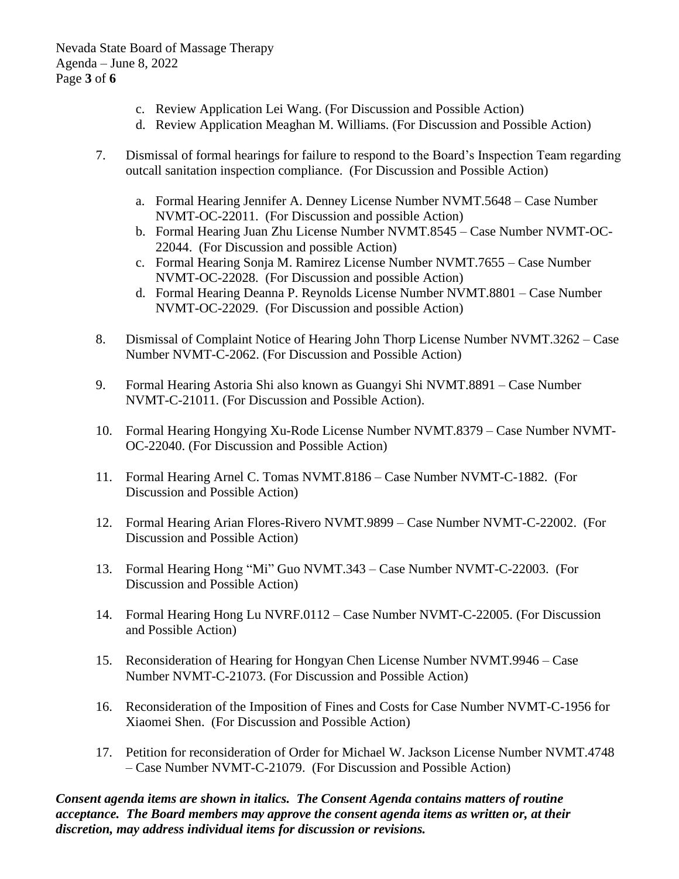c. Review Application Lei Wang. (For Discussion and Possible Action)
d. Review Application Meaghan M. Williams. (For Discussion and Possible Action)

7. Dismissal of formal hearings for failure to respond to the Board's Inspection Team regarding outcall sanitation inspection compliance. (For Discussion and Possible Action)

    a. Formal Hearing Jennifer A. Denney License Number NVMT.5648 – Case Number NVMT-OC-22011. (For Discussion and possible Action)
    b. Formal Hearing Juan Zhu License Number NVMT.8545 – Case Number NVMT-OC-22044. (For Discussion and possible Action)
    c. Formal Hearing Sonja M. Ramirez License Number NVMT.7655 – Case Number NVMT-OC-22028. (For Discussion and possible Action)
    d. Formal Hearing Deanna P. Reynolds License Number NVMT.8801 – Case Number NVMT-OC-22029. (For Discussion and possible Action)

8. Dismissal of Complaint Notice of Hearing John Thorp License Number NVMT.3262 – Case Number NVMT-C-2062. (For Discussion and Possible Action)

9. Formal Hearing Astoria Shi also known as Guangyi Shi NVMT.8891 – Case Number NVMT-C-21011. (For Discussion and Possible Action).

10. Formal Hearing Hongying Xu-Rode License Number NVMT.8379 – Case Number NVMT-OC-22040. (For Discussion and Possible Action)

11. Formal Hearing Arnel C. Tomas NVMT.8186 – Case Number NVMT-C-1882. (For Discussion and Possible Action)

12. Formal Hearing Arian Flores-Rivero NVMT.9899 – Case Number NVMT-C-22002. (For Discussion and Possible Action)

13. Formal Hearing Hong "Mi" Guo NVMT.343 – Case Number NVMT-C-22003. (For Discussion and Possible Action)

14. Formal Hearing Hong Lu NVRF.0112 – Case Number NVMT-C-22005. (For Discussion and Possible Action)

15. Reconsideration of Hearing for Hongyan Chen License Number NVMT.9946 – Case Number NVMT-C-21073. (For Discussion and Possible Action)

16. Reconsideration of the Imposition of Fines and Costs for Case Number NVMT-C-1956 for Xiaomei Shen. (For Discussion and Possible Action)

17. Petition for reconsideration of Order for Michael W. Jackson License Number NVMT.4748 – Case Number NVMT-C-21079. (For Discussion and Possible Action)

***Consent agenda items are shown in italics. The Consent Agenda contains matters of routine acceptance. The Board members may approve the consent agenda items as written or, at their discretion, may address individual items for discussion or revisions.***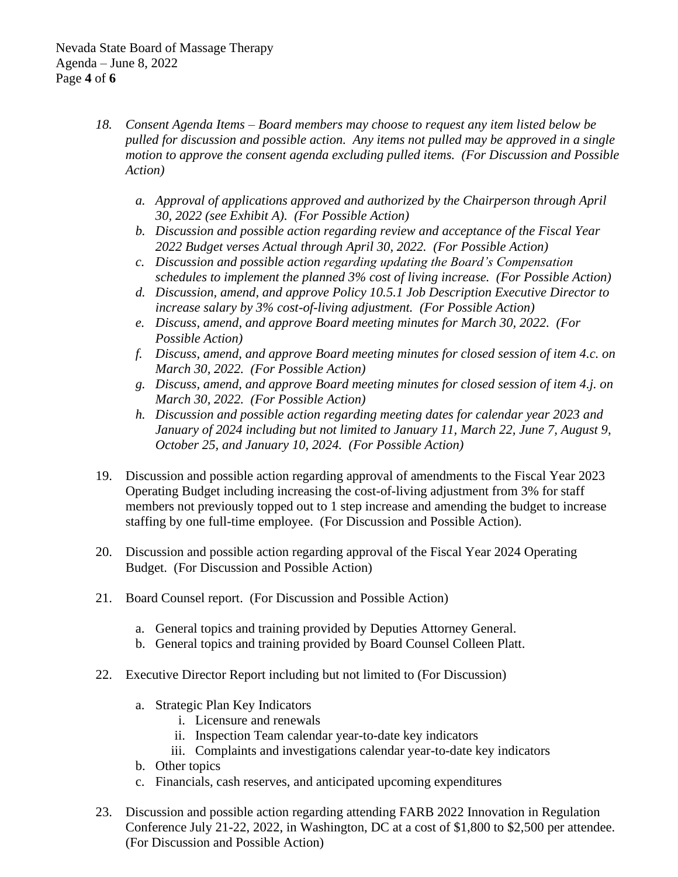18. *Consent Agenda Items – Board members may choose to request any item listed below be pulled for discussion and possible action. Any items not pulled may be approved in a single motion to approve the consent agenda excluding pulled items. (For Discussion and Possible Action)*

    a. *Approval of applications approved and authorized by the Chairperson through April 30, 2022 (see Exhibit A). (For Possible Action)*
    b. *Discussion and possible action regarding review and acceptance of the Fiscal Year 2022 Budget verses Actual through April 30, 2022. (For Possible Action)*
    c. *Discussion and possible action regarding updating the Board's Compensation schedules to implement the planned 3% cost of living increase. (For Possible Action)*
    d. *Discussion, amend, and approve Policy 10.5.1 Job Description Executive Director to increase salary by 3% cost-of-living adjustment. (For Possible Action)*
    e. *Discuss, amend, and approve Board meeting minutes for March 30, 2022. (For Possible Action)*
    f. *Discuss, amend, and approve Board meeting minutes for closed session of item 4.c. on March 30, 2022. (For Possible Action)*
    g. *Discuss, amend, and approve Board meeting minutes for closed session of item 4.j. on March 30, 2022. (For Possible Action)*
    h. *Discussion and possible action regarding meeting dates for calendar year 2023 and January of 2024 including but not limited to January 11, March 22, June 7, August 9, October 25, and January 10, 2024. (For Possible Action)*

19. Discussion and possible action regarding approval of amendments to the Fiscal Year 2023 Operating Budget including increasing the cost-of-living adjustment from 3% for staff members not previously topped out to 1 step increase and amending the budget to increase staffing by one full-time employee. (For Discussion and Possible Action).

20. Discussion and possible action regarding approval of the Fiscal Year 2024 Operating Budget. (For Discussion and Possible Action)

21. Board Counsel report. (For Discussion and Possible Action)

    a. General topics and training provided by Deputies Attorney General.
    b. General topics and training provided by Board Counsel Colleen Platt.

22. Executive Director Report including but not limited to (For Discussion)

    a. Strategic Plan Key Indicators
        i. Licensure and renewals
        ii. Inspection Team calendar year-to-date key indicators
        iii. Complaints and investigations calendar year-to-date key indicators
    b. Other topics
    c. Financials, cash reserves, and anticipated upcoming expenditures

23. Discussion and possible action regarding attending FARB 2022 Innovation in Regulation Conference July 21-22, 2022, in Washington, DC at a cost of $1,800 to $2,500 per attendee. (For Discussion and Possible Action)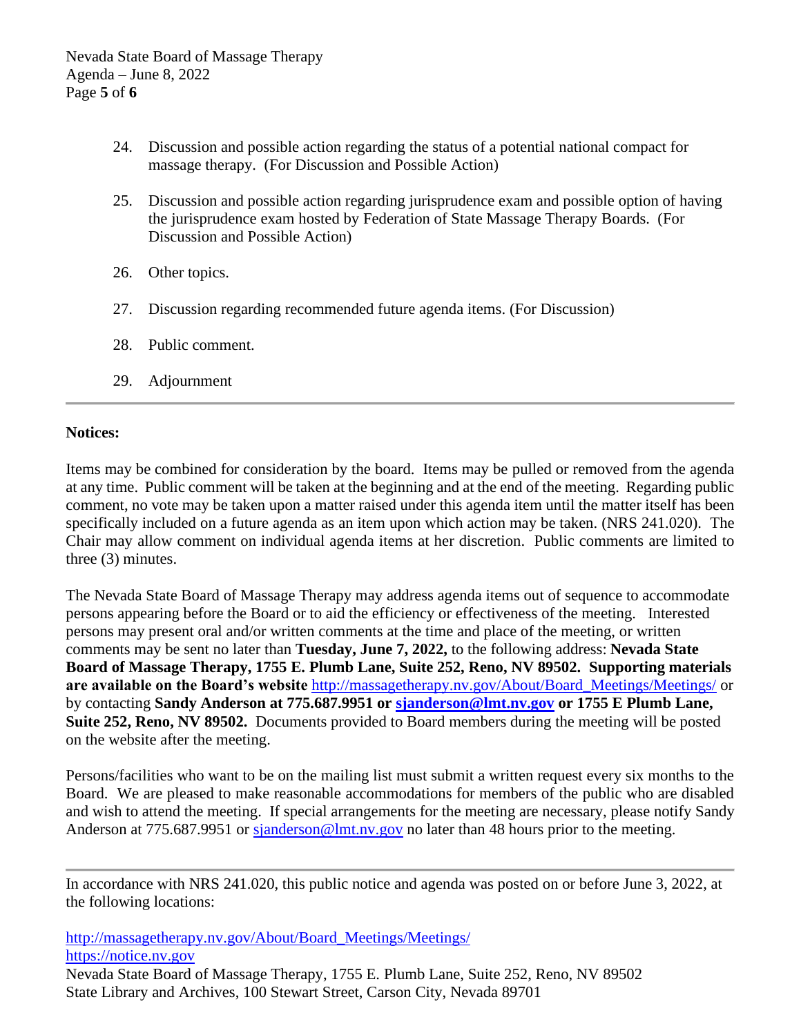24. Discussion and possible action regarding the status of a potential national compact for massage therapy. (For Discussion and Possible Action)

25. Discussion and possible action regarding jurisprudence exam and possible option of having the jurisprudence exam hosted by Federation of State Massage Therapy Boards. (For Discussion and Possible Action)

26. Other topics.

27. Discussion regarding recommended future agenda items. (For Discussion)

28. Public comment.

29. Adjournment

---

**Notices:**

Items may be combined for consideration by the board. Items may be pulled or removed from the agenda at any time. Public comment will be taken at the beginning and at the end of the meeting. Regarding public comment, no vote may be taken upon a matter raised under this agenda item until the matter itself has been specifically included on a future agenda as an item upon which action may be taken. (NRS 241.020). The Chair may allow comment on individual agenda items at her discretion. Public comments are limited to three (3) minutes.

The Nevada State Board of Massage Therapy may address agenda items out of sequence to accommodate persons appearing before the Board or to aid the efficiency or effectiveness of the meeting. Interested persons may present oral and/or written comments at the time and place of the meeting, or written comments may be sent no later than **Tuesday, June 7, 2022,** to the following address: **Nevada State Board of Massage Therapy, 1755 E. Plumb Lane, Suite 252, Reno, NV 89502. Supporting materials are available on the Board's website** http://massagetherapy.nv.gov/About/Board_Meetings/Meetings/ or by contacting **Sandy Anderson at 775.687.9951 or sjanderson@lmt.nv.gov or 1755 E Plumb Lane, Suite 252, Reno, NV 89502.** Documents provided to Board members during the meeting will be posted on the website after the meeting.

Persons/facilities who want to be on the mailing list must submit a written request every six months to the Board. We are pleased to make reasonable accommodations for members of the public who are disabled and wish to attend the meeting. If special arrangements for the meeting are necessary, please notify Sandy Anderson at 775.687.9951 or sjanderson@lmt.nv.gov no later than 48 hours prior to the meeting.

---

In accordance with NRS 241.020, this public notice and agenda was posted on or before June 3, 2022, at the following locations:

http://massagetherapy.nv.gov/About/Board_Meetings/Meetings/
https://notice.nv.gov
Nevada State Board of Massage Therapy, 1755 E. Plumb Lane, Suite 252, Reno, NV 89502
State Library and Archives, 100 Stewart Street, Carson City, Nevada 89701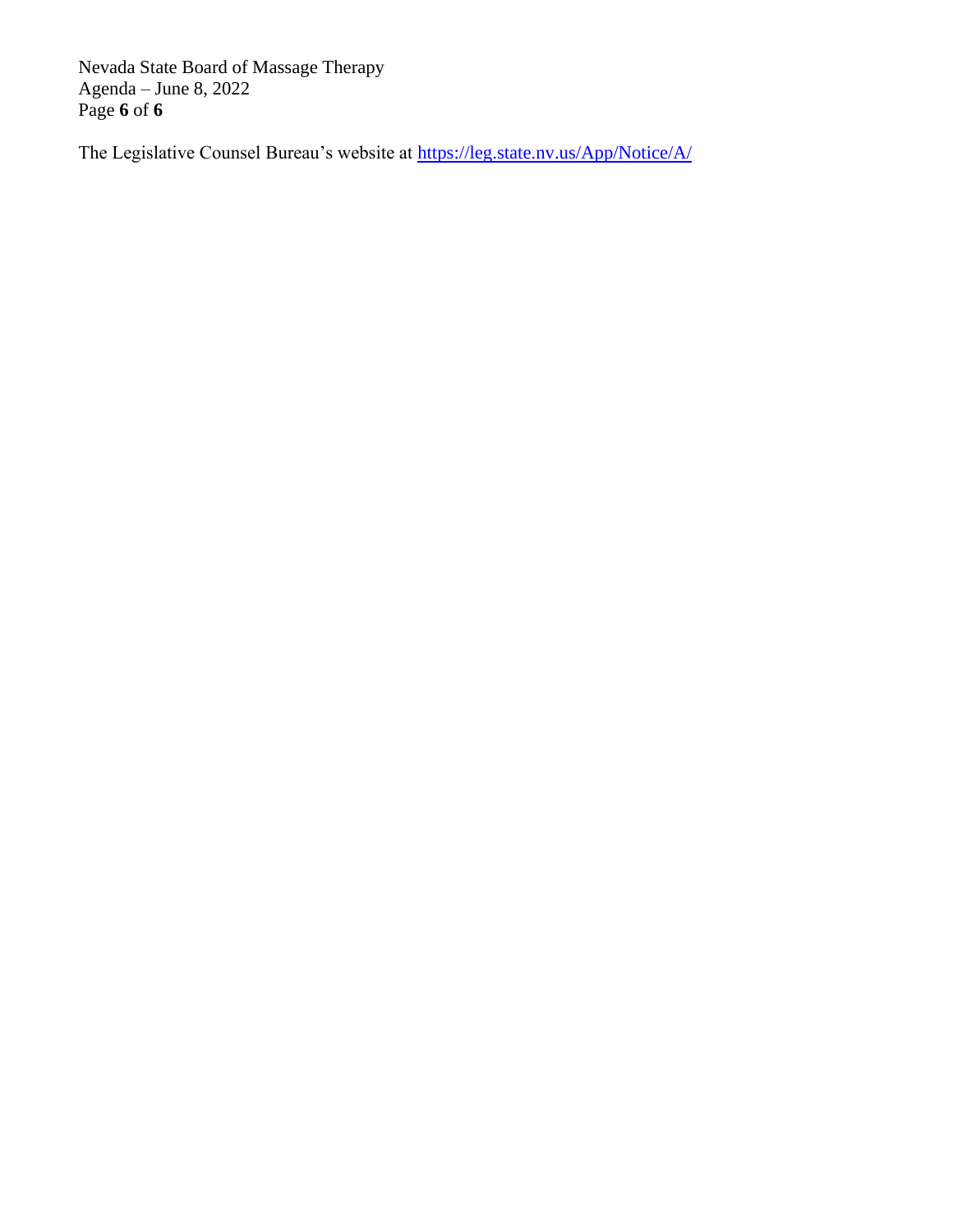The Legislative Counsel Bureau's website at https://leg.state.nv.us/App/Notice/A/